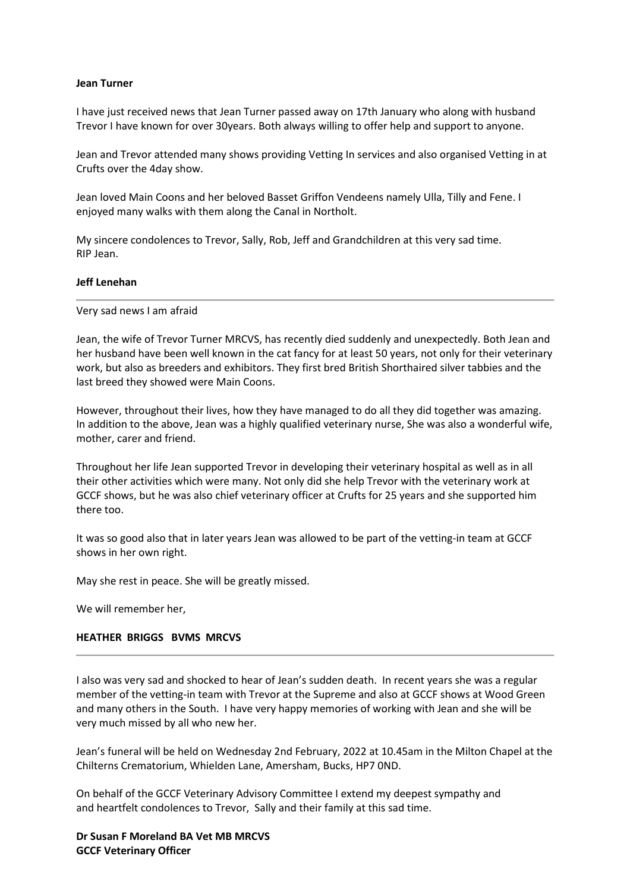**Jean Turner**

I have just received news that Jean Turner passed away on 17th January who along with husband Trevor I have known for over 30years. Both always willing to offer help and support to anyone.

Jean and Trevor attended many shows providing Vetting In services and also organised Vetting in at Crufts over the 4day show.

Jean loved Main Coons and her beloved Basset Griffon Vendeens namely Ulla, Tilly and Fene. I enjoyed many walks with them along the Canal in Northolt.

My sincere condolences to Trevor, Sally, Rob, Jeff and Grandchildren at this very sad time.
RIP Jean.

**Jeff Lenehan**

---

Very sad news I am afraid

Jean, the wife of Trevor Turner MRCVS, has recently died suddenly and unexpectedly. Both Jean and her husband have been well known in the cat fancy for at least 50 years, not only for their veterinary work, but also as breeders and exhibitors. They first bred British Shorthaired silver tabbies and the last breed they showed were Main Coons.

However, throughout their lives, how they have managed to do all they did together was amazing. In addition to the above, Jean was a highly qualified veterinary nurse, She was also a wonderful wife, mother, carer and friend.

Throughout her life Jean supported Trevor in developing their veterinary hospital as well as in all their other activities which were many. Not only did she help Trevor with the veterinary work at GCCF shows, but he was also chief veterinary officer at Crufts for 25 years and she supported him there too.

It was so good also that in later years Jean was allowed to be part of the vetting-in team at GCCF shows in her own right.

May she rest in peace. She will be greatly missed.

We will remember her,

**HEATHER BRIGGS BVMS MRCVS**

---

I also was very sad and shocked to hear of Jean's sudden death. In recent years she was a regular member of the vetting-in team with Trevor at the Supreme and also at GCCF shows at Wood Green and many others in the South. I have very happy memories of working with Jean and she will be very much missed by all who new her.

Jean's funeral will be held on Wednesday 2nd February, 2022 at 10.45am in the Milton Chapel at the Chilterns Crematorium, Whielden Lane, Amersham, Bucks, HP7 0ND.

On behalf of the GCCF Veterinary Advisory Committee I extend my deepest sympathy and and heartfelt condolences to Trevor, Sally and their family at this sad time.

**Dr Susan F Moreland BA Vet MB MRCVS**
**GCCF Veterinary Officer**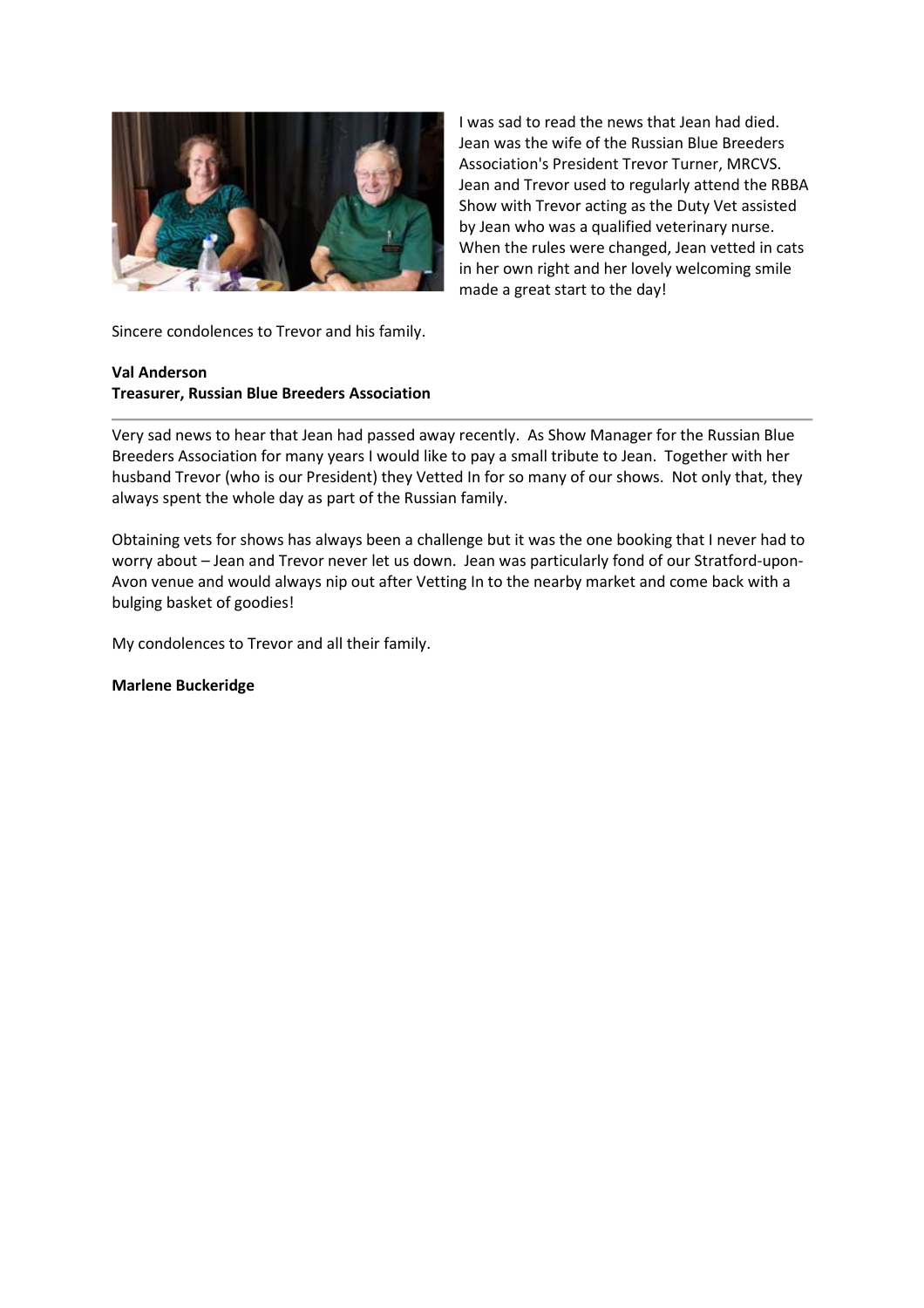I was sad to read the news that Jean had died. Jean was the wife of the Russian Blue Breeders Association's President Trevor Turner, MRCVS. Jean and Trevor used to regularly attend the RBBA Show with Trevor acting as the Duty Vet assisted by Jean who was a qualified veterinary nurse. When the rules were changed, Jean vetted in cats in her own right and her lovely welcoming smile made a great start to the day!

Sincere condolences to Trevor and his family.

**Val Anderson**
**Treasurer, Russian Blue Breeders Association**

---

Very sad news to hear that Jean had passed away recently. As Show Manager for the Russian Blue Breeders Association for many years I would like to pay a small tribute to Jean. Together with her husband Trevor (who is our President) they Vetted In for so many of our shows. Not only that, they always spent the whole day as part of the Russian family.

Obtaining vets for shows has always been a challenge but it was the one booking that I never had to worry about – Jean and Trevor never let us down. Jean was particularly fond of our Stratford-upon-Avon venue and would always nip out after Vetting In to the nearby market and come back with a bulging basket of goodies!

My condolences to Trevor and all their family.

**Marlene Buckeridge**